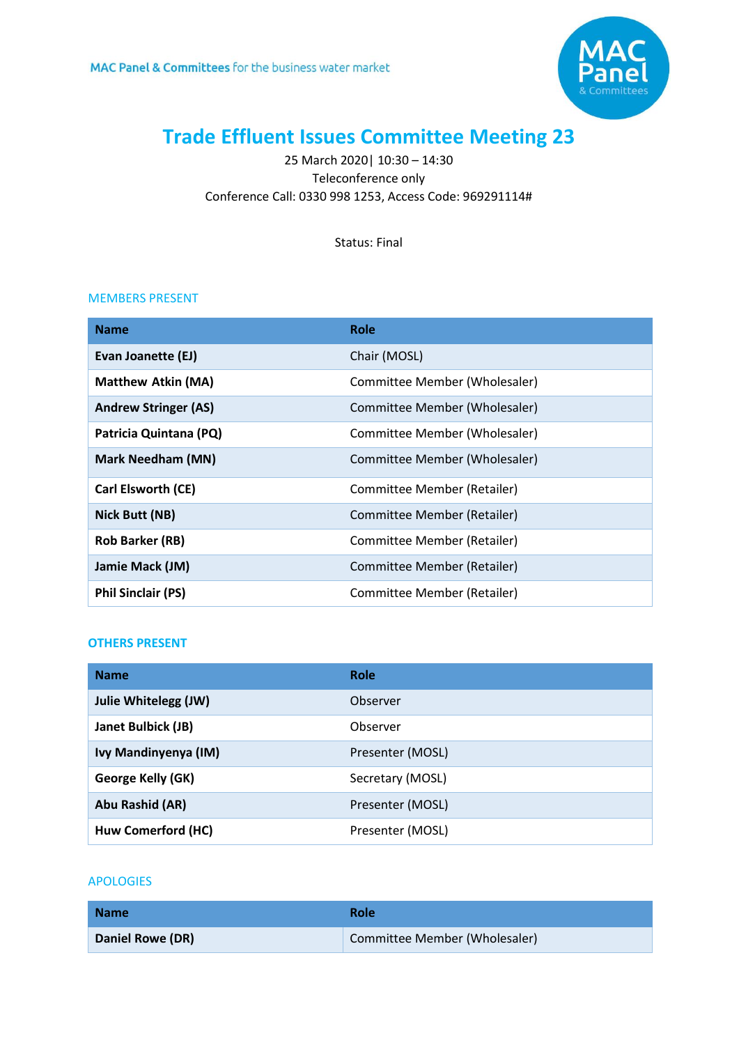MAC Panel & Committees for the business water market

# Trade Effluent Issues Committee Meeting 23

25 March 2020| 10:30 – 14:30
Teleconference only
Conference Call: 0330 998 1253, Access Code: 969291114#

Status: Final

## MEMBERS PRESENT

| Name | Role |
| --- | --- |
| **Evan Joanette (EJ)** | Chair (MOSL) |
| **Matthew Atkin (MA)** | Committee Member (Wholesaler) |
| **Andrew Stringer (AS)** | Committee Member (Wholesaler) |
| **Patricia Quintana (PQ)** | Committee Member (Wholesaler) |
| **Mark Needham (MN)** | Committee Member (Wholesaler) |
| **Carl Elsworth (CE)** | Committee Member (Retailer) |
| **Nick Butt (NB)** | Committee Member (Retailer) |
| **Rob Barker (RB)** | Committee Member (Retailer) |
| **Jamie Mack (JM)** | Committee Member (Retailer) |
| **Phil Sinclair (PS)** | Committee Member (Retailer) |

## OTHERS PRESENT

| Name | Role |
| --- | --- |
| **Julie Whitelegg (JW)** | Observer |
| **Janet Bulbick (JB)** | Observer |
| **Ivy Mandinyenya (IM)** | Presenter (MOSL) |
| **George Kelly (GK)** | Secretary (MOSL) |
| **Abu Rashid (AR)** | Presenter (MOSL) |
| **Huw Comerford (HC)** | Presenter (MOSL) |

## APOLOGIES

| Name | Role |
| --- | --- |
| **Daniel Rowe (DR)** | Committee Member (Wholesaler) |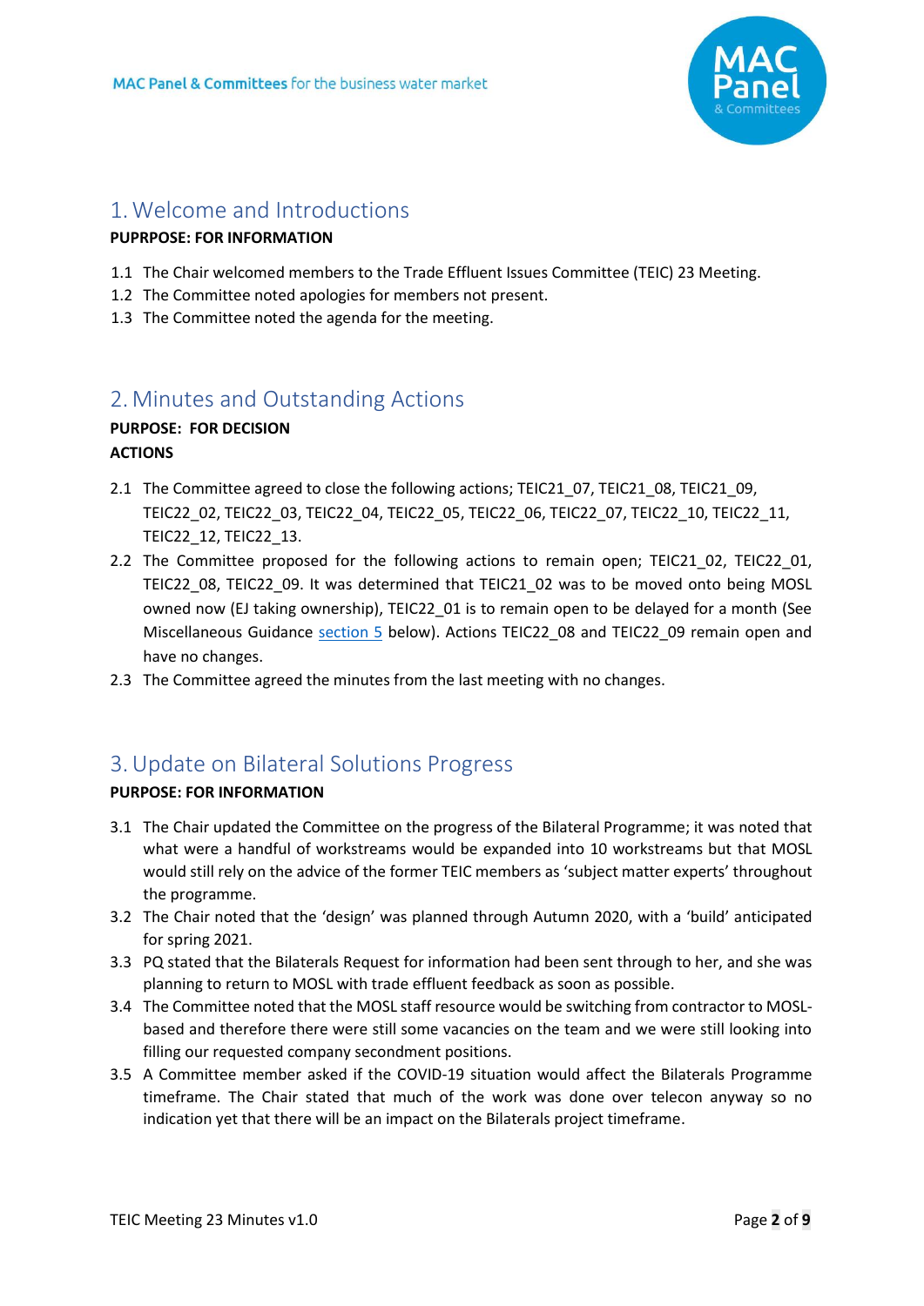## 1. Welcome and Introductions

**PUPRPOSE: FOR INFORMATION**

1.1 The Chair welcomed members to the Trade Effluent Issues Committee (TEIC) 23 Meeting.
1.2 The Committee noted apologies for members not present.
1.3 The Committee noted the agenda for the meeting.

## 2. Minutes and Outstanding Actions

**PURPOSE: FOR DECISION**
**ACTIONS**

2.1 The Committee agreed to close the following actions; TEIC21_07, TEIC21_08, TEIC21_09, TEIC22_02, TEIC22_03, TEIC22_04, TEIC22_05, TEIC22_06, TEIC22_07, TEIC22_10, TEIC22_11, TEIC22_12, TEIC22_13.
2.2 The Committee proposed for the following actions to remain open; TEIC21_02, TEIC22_01, TEIC22_08, TEIC22_09. It was determined that TEIC21_02 was to be moved onto being MOSL owned now (EJ taking ownership), TEIC22_01 is to remain open to be delayed for a month (See Miscellaneous Guidance section 5 below). Actions TEIC22_08 and TEIC22_09 remain open and have no changes.
2.3 The Committee agreed the minutes from the last meeting with no changes.

## 3. Update on Bilateral Solutions Progress

**PURPOSE: FOR INFORMATION**

3.1 The Chair updated the Committee on the progress of the Bilateral Programme; it was noted that what were a handful of workstreams would be expanded into 10 workstreams but that MOSL would still rely on the advice of the former TEIC members as 'subject matter experts' throughout the programme.
3.2 The Chair noted that the 'design' was planned through Autumn 2020, with a 'build' anticipated for spring 2021.
3.3 PQ stated that the Bilaterals Request for information had been sent through to her, and she was planning to return to MOSL with trade effluent feedback as soon as possible.
3.4 The Committee noted that the MOSL staff resource would be switching from contractor to MOSL-based and therefore there were still some vacancies on the team and we were still looking into filling our requested company secondment positions.
3.5 A Committee member asked if the COVID-19 situation would affect the Bilaterals Programme timeframe. The Chair stated that much of the work was done over telecon anyway so no indication yet that there will be an impact on the Bilaterals project timeframe.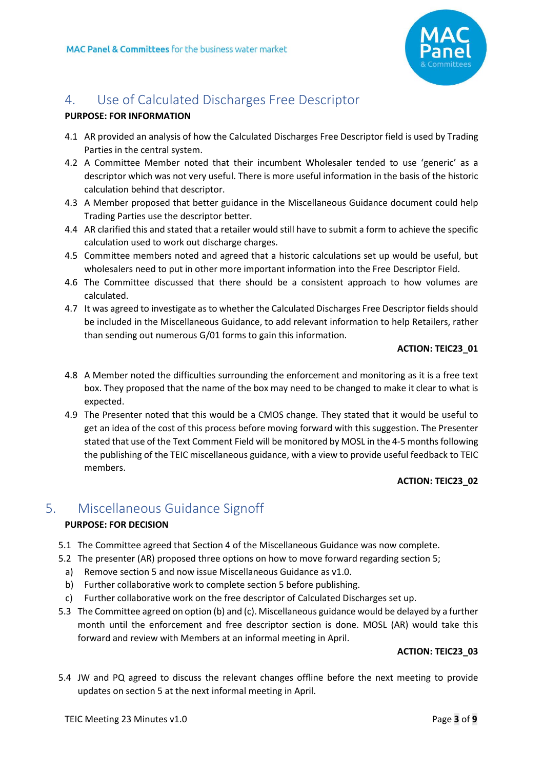## 4. Use of Calculated Discharges Free Descriptor

**PURPOSE: FOR INFORMATION**

4.1 AR provided an analysis of how the Calculated Discharges Free Descriptor field is used by Trading Parties in the central system.

4.2 A Committee Member noted that their incumbent Wholesaler tended to use 'generic' as a descriptor which was not very useful. There is more useful information in the basis of the historic calculation behind that descriptor.

4.3 A Member proposed that better guidance in the Miscellaneous Guidance document could help Trading Parties use the descriptor better.

4.4 AR clarified this and stated that a retailer would still have to submit a form to achieve the specific calculation used to work out discharge charges.

4.5 Committee members noted and agreed that a historic calculations set up would be useful, but wholesalers need to put in other more important information into the Free Descriptor Field.

4.6 The Committee discussed that there should be a consistent approach to how volumes are calculated.

4.7 It was agreed to investigate as to whether the Calculated Discharges Free Descriptor fields should be included in the Miscellaneous Guidance, to add relevant information to help Retailers, rather than sending out numerous G/01 forms to gain this information.

**ACTION: TEIC23_01**

4.8 A Member noted the difficulties surrounding the enforcement and monitoring as it is a free text box. They proposed that the name of the box may need to be changed to make it clear to what is expected.

4.9 The Presenter noted that this would be a CMOS change. They stated that it would be useful to get an idea of the cost of this process before moving forward with this suggestion. The Presenter stated that use of the Text Comment Field will be monitored by MOSL in the 4-5 months following the publishing of the TEIC miscellaneous guidance, with a view to provide useful feedback to TEIC members.

**ACTION: TEIC23_02**

## 5. Miscellaneous Guidance Signoff

**PURPOSE: FOR DECISION**

5.1 The Committee agreed that Section 4 of the Miscellaneous Guidance was now complete.

5.2 The presenter (AR) proposed three options on how to move forward regarding section 5;

a) Remove section 5 and now issue Miscellaneous Guidance as v1.0.

b) Further collaborative work to complete section 5 before publishing.

c) Further collaborative work on the free descriptor of Calculated Discharges set up.

5.3 The Committee agreed on option (b) and (c). Miscellaneous guidance would be delayed by a further month until the enforcement and free descriptor section is done. MOSL (AR) would take this forward and review with Members at an informal meeting in April.

**ACTION: TEIC23_03**

5.4 JW and PQ agreed to discuss the relevant changes offline before the next meeting to provide updates on section 5 at the next informal meeting in April.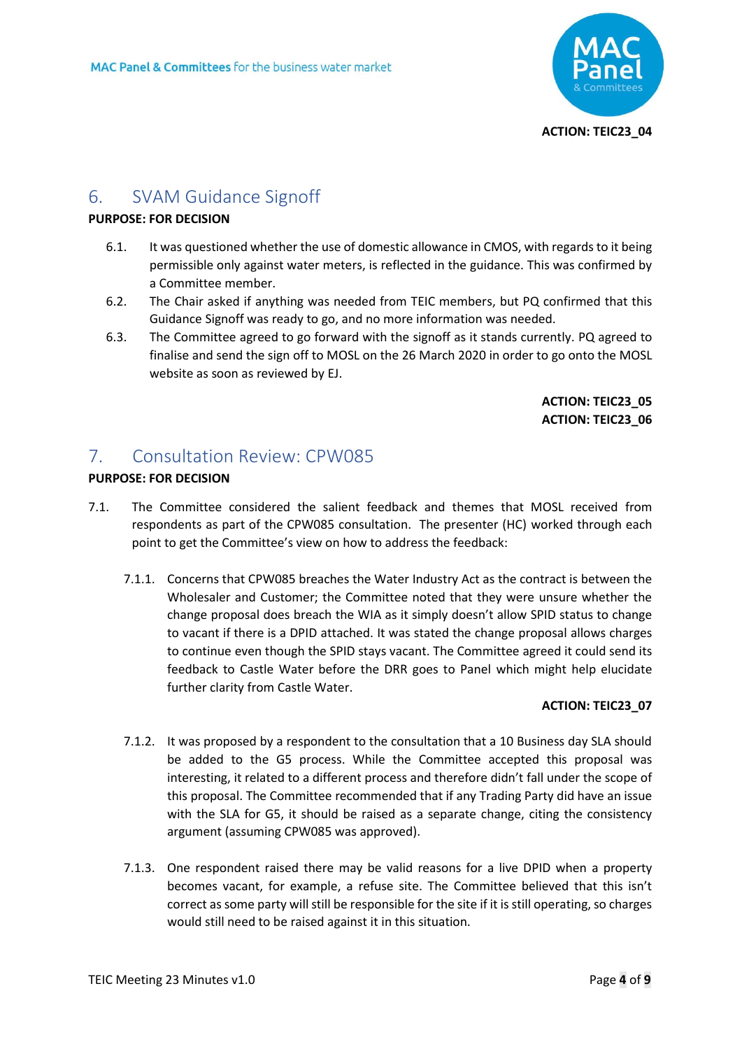**ACTION: TEIC23_04**

## 6. SVAM Guidance Signoff

**PURPOSE: FOR DECISION**

6.1. It was questioned whether the use of domestic allowance in CMOS, with regards to it being permissible only against water meters, is reflected in the guidance. This was confirmed by a Committee member.

6.2. The Chair asked if anything was needed from TEIC members, but PQ confirmed that this Guidance Signoff was ready to go, and no more information was needed.

6.3. The Committee agreed to go forward with the signoff as it stands currently. PQ agreed to finalise and send the sign off to MOSL on the 26 March 2020 in order to go onto the MOSL website as soon as reviewed by EJ.

**ACTION: TEIC23_05**
**ACTION: TEIC23_06**

## 7. Consultation Review: CPW085

**PURPOSE: FOR DECISION**

7.1. The Committee considered the salient feedback and themes that MOSL received from respondents as part of the CPW085 consultation. The presenter (HC) worked through each point to get the Committee's view on how to address the feedback:

7.1.1. Concerns that CPW085 breaches the Water Industry Act as the contract is between the Wholesaler and Customer; the Committee noted that they were unsure whether the change proposal does breach the WIA as it simply doesn't allow SPID status to change to vacant if there is a DPID attached. It was stated the change proposal allows charges to continue even though the SPID stays vacant. The Committee agreed it could send its feedback to Castle Water before the DRR goes to Panel which might help elucidate further clarity from Castle Water.

**ACTION: TEIC23_07**

7.1.2. It was proposed by a respondent to the consultation that a 10 Business day SLA should be added to the G5 process. While the Committee accepted this proposal was interesting, it related to a different process and therefore didn't fall under the scope of this proposal. The Committee recommended that if any Trading Party did have an issue with the SLA for G5, it should be raised as a separate change, citing the consistency argument (assuming CPW085 was approved).

7.1.3. One respondent raised there may be valid reasons for a live DPID when a property becomes vacant, for example, a refuse site. The Committee believed that this isn't correct as some party will still be responsible for the site if it is still operating, so charges would still need to be raised against it in this situation.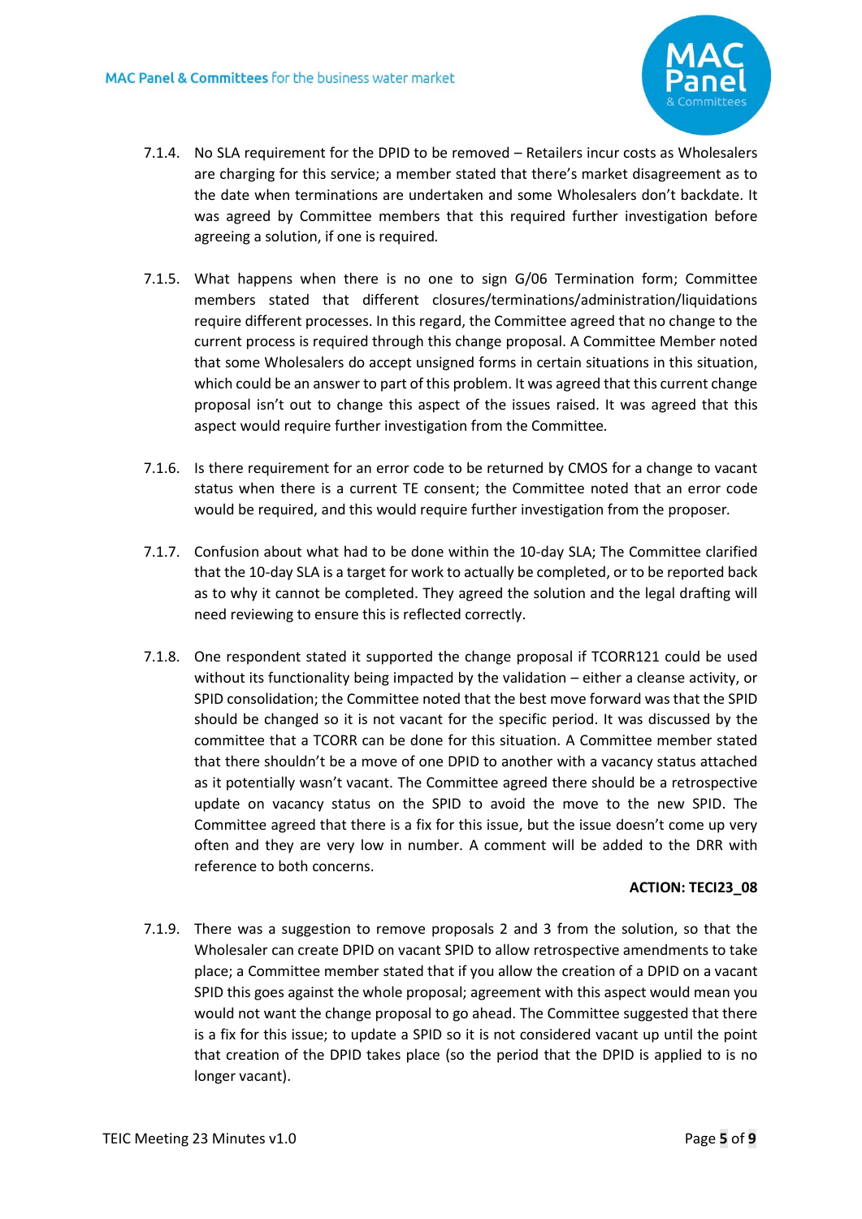7.1.4. No SLA requirement for the DPID to be removed – Retailers incur costs as Wholesalers are charging for this service; a member stated that there's market disagreement as to the date when terminations are undertaken and some Wholesalers don't backdate. It was agreed by Committee members that this required further investigation before agreeing a solution, if one is required.

7.1.5. What happens when there is no one to sign G/06 Termination form; Committee members stated that different closures/terminations/administration/liquidations require different processes. In this regard, the Committee agreed that no change to the current process is required through this change proposal. A Committee Member noted that some Wholesalers do accept unsigned forms in certain situations in this situation, which could be an answer to part of this problem. It was agreed that this current change proposal isn't out to change this aspect of the issues raised. It was agreed that this aspect would require further investigation from the Committee.

7.1.6. Is there requirement for an error code to be returned by CMOS for a change to vacant status when there is a current TE consent; the Committee noted that an error code would be required, and this would require further investigation from the proposer.

7.1.7. Confusion about what had to be done within the 10-day SLA; The Committee clarified that the 10-day SLA is a target for work to actually be completed, or to be reported back as to why it cannot be completed. They agreed the solution and the legal drafting will need reviewing to ensure this is reflected correctly.

7.1.8. One respondent stated it supported the change proposal if TCORR121 could be used without its functionality being impacted by the validation – either a cleanse activity, or SPID consolidation; the Committee noted that the best move forward was that the SPID should be changed so it is not vacant for the specific period. It was discussed by the committee that a TCORR can be done for this situation. A Committee member stated that there shouldn't be a move of one DPID to another with a vacancy status attached as it potentially wasn't vacant. The Committee agreed there should be a retrospective update on vacancy status on the SPID to avoid the move to the new SPID. The Committee agreed that there is a fix for this issue, but the issue doesn't come up very often and they are very low in number. A comment will be added to the DRR with reference to both concerns.

**ACTION: TECI23_08**

7.1.9. There was a suggestion to remove proposals 2 and 3 from the solution, so that the Wholesaler can create DPID on vacant SPID to allow retrospective amendments to take place; a Committee member stated that if you allow the creation of a DPID on a vacant SPID this goes against the whole proposal; agreement with this aspect would mean you would not want the change proposal to go ahead. The Committee suggested that there is a fix for this issue; to update a SPID so it is not considered vacant up until the point that creation of the DPID takes place (so the period that the DPID is applied to is no longer vacant).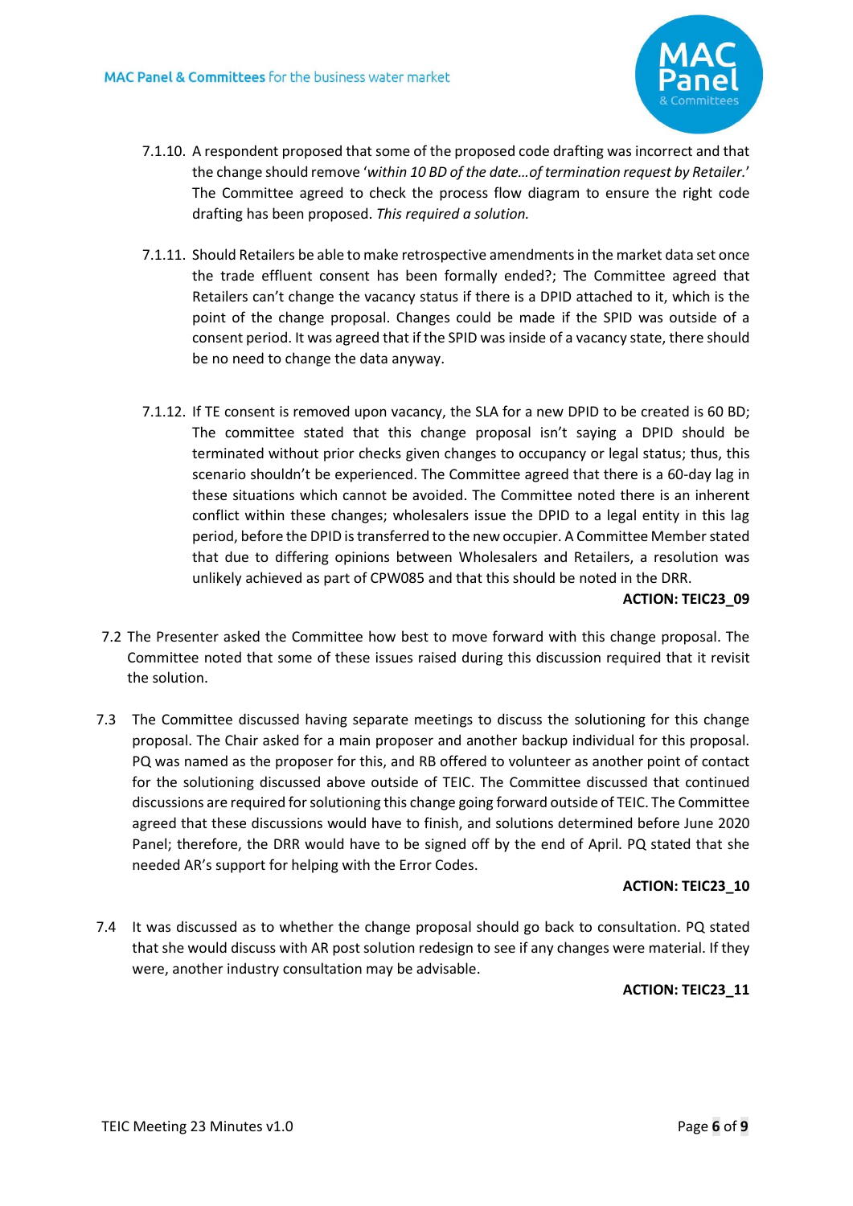7.1.10. A respondent proposed that some of the proposed code drafting was incorrect and that the change should remove '*within 10 BD of the date…of termination request by Retailer.*' The Committee agreed to check the process flow diagram to ensure the right code drafting has been proposed. *This required a solution.*

7.1.11. Should Retailers be able to make retrospective amendments in the market data set once the trade effluent consent has been formally ended?; The Committee agreed that Retailers can't change the vacancy status if there is a DPID attached to it, which is the point of the change proposal. Changes could be made if the SPID was outside of a consent period. It was agreed that if the SPID was inside of a vacancy state, there should be no need to change the data anyway.

7.1.12. If TE consent is removed upon vacancy, the SLA for a new DPID to be created is 60 BD; The committee stated that this change proposal isn't saying a DPID should be terminated without prior checks given changes to occupancy or legal status; thus, this scenario shouldn't be experienced. The Committee agreed that there is a 60-day lag in these situations which cannot be avoided. The Committee noted there is an inherent conflict within these changes; wholesalers issue the DPID to a legal entity in this lag period, before the DPID is transferred to the new occupier. A Committee Member stated that due to differing opinions between Wholesalers and Retailers, a resolution was unlikely achieved as part of CPW085 and that this should be noted in the DRR.

**ACTION: TEIC23_09**

7.2 The Presenter asked the Committee how best to move forward with this change proposal. The Committee noted that some of these issues raised during this discussion required that it revisit the solution.

7.3 The Committee discussed having separate meetings to discuss the solutioning for this change proposal. The Chair asked for a main proposer and another backup individual for this proposal. PQ was named as the proposer for this, and RB offered to volunteer as another point of contact for the solutioning discussed above outside of TEIC. The Committee discussed that continued discussions are required for solutioning this change going forward outside of TEIC. The Committee agreed that these discussions would have to finish, and solutions determined before June 2020 Panel; therefore, the DRR would have to be signed off by the end of April. PQ stated that she needed AR's support for helping with the Error Codes.

**ACTION: TEIC23_10**

7.4 It was discussed as to whether the change proposal should go back to consultation. PQ stated that she would discuss with AR post solution redesign to see if any changes were material. If they were, another industry consultation may be advisable.

**ACTION: TEIC23_11**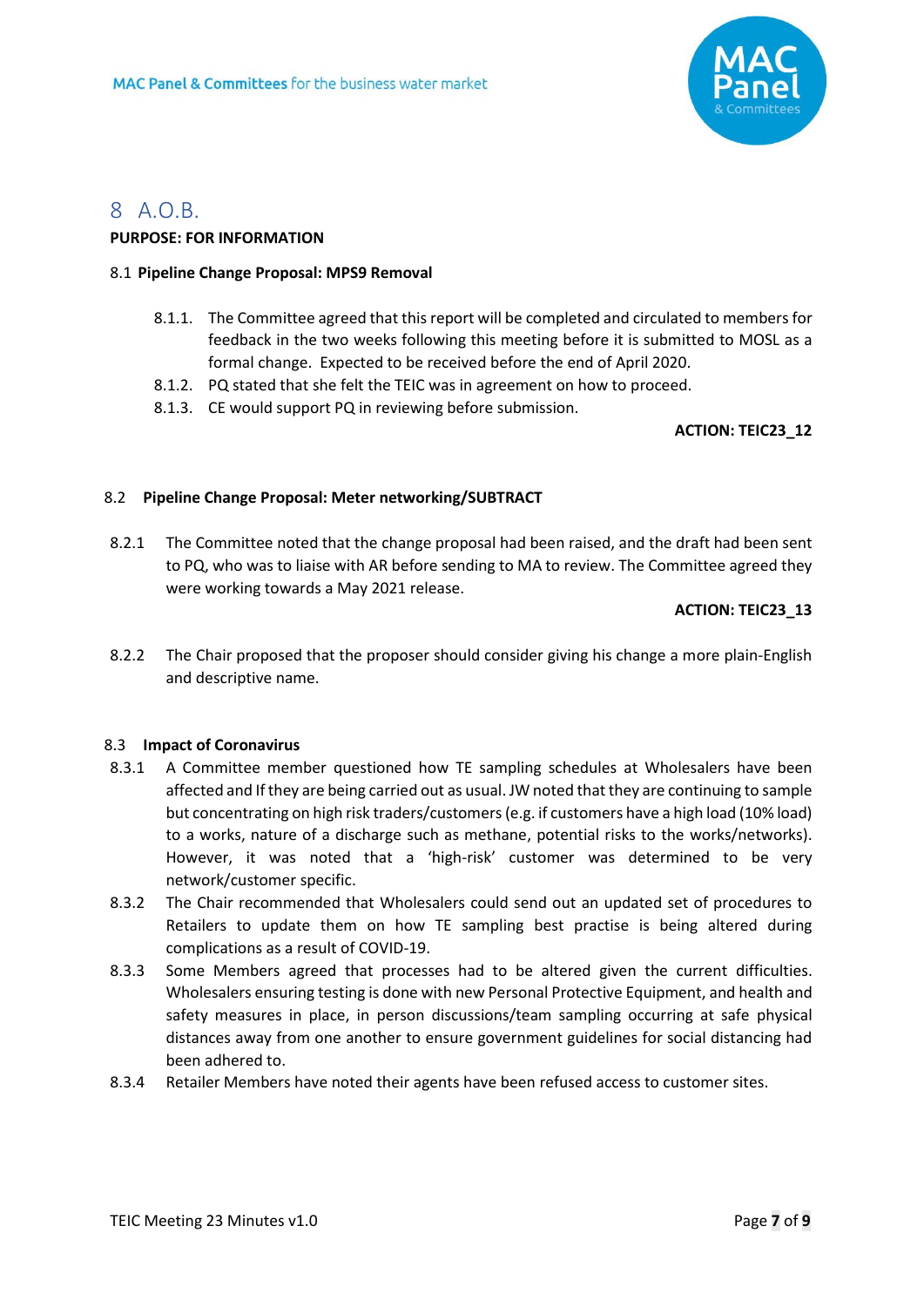# 8 A.O.B.

**PURPOSE: FOR INFORMATION**

## 8.1 Pipeline Change Proposal: MPS9 Removal

8.1.1. The Committee agreed that this report will be completed and circulated to members for feedback in the two weeks following this meeting before it is submitted to MOSL as a formal change. Expected to be received before the end of April 2020.

8.1.2. PQ stated that she felt the TEIC was in agreement on how to proceed.

8.1.3. CE would support PQ in reviewing before submission.

**ACTION: TEIC23_12**

## 8.2 Pipeline Change Proposal: Meter networking/SUBTRACT

8.2.1 The Committee noted that the change proposal had been raised, and the draft had been sent to PQ, who was to liaise with AR before sending to MA to review. The Committee agreed they were working towards a May 2021 release.

**ACTION: TEIC23_13**

8.2.2 The Chair proposed that the proposer should consider giving his change a more plain-English and descriptive name.

## 8.3 Impact of Coronavirus

8.3.1 A Committee member questioned how TE sampling schedules at Wholesalers have been affected and If they are being carried out as usual. JW noted that they are continuing to sample but concentrating on high risk traders/customers (e.g. if customers have a high load (10% load) to a works, nature of a discharge such as methane, potential risks to the works/networks). However, it was noted that a 'high-risk' customer was determined to be very network/customer specific.

8.3.2 The Chair recommended that Wholesalers could send out an updated set of procedures to Retailers to update them on how TE sampling best practise is being altered during complications as a result of COVID-19.

8.3.3 Some Members agreed that processes had to be altered given the current difficulties. Wholesalers ensuring testing is done with new Personal Protective Equipment, and health and safety measures in place, in person discussions/team sampling occurring at safe physical distances away from one another to ensure government guidelines for social distancing had been adhered to.

8.3.4 Retailer Members have noted their agents have been refused access to customer sites.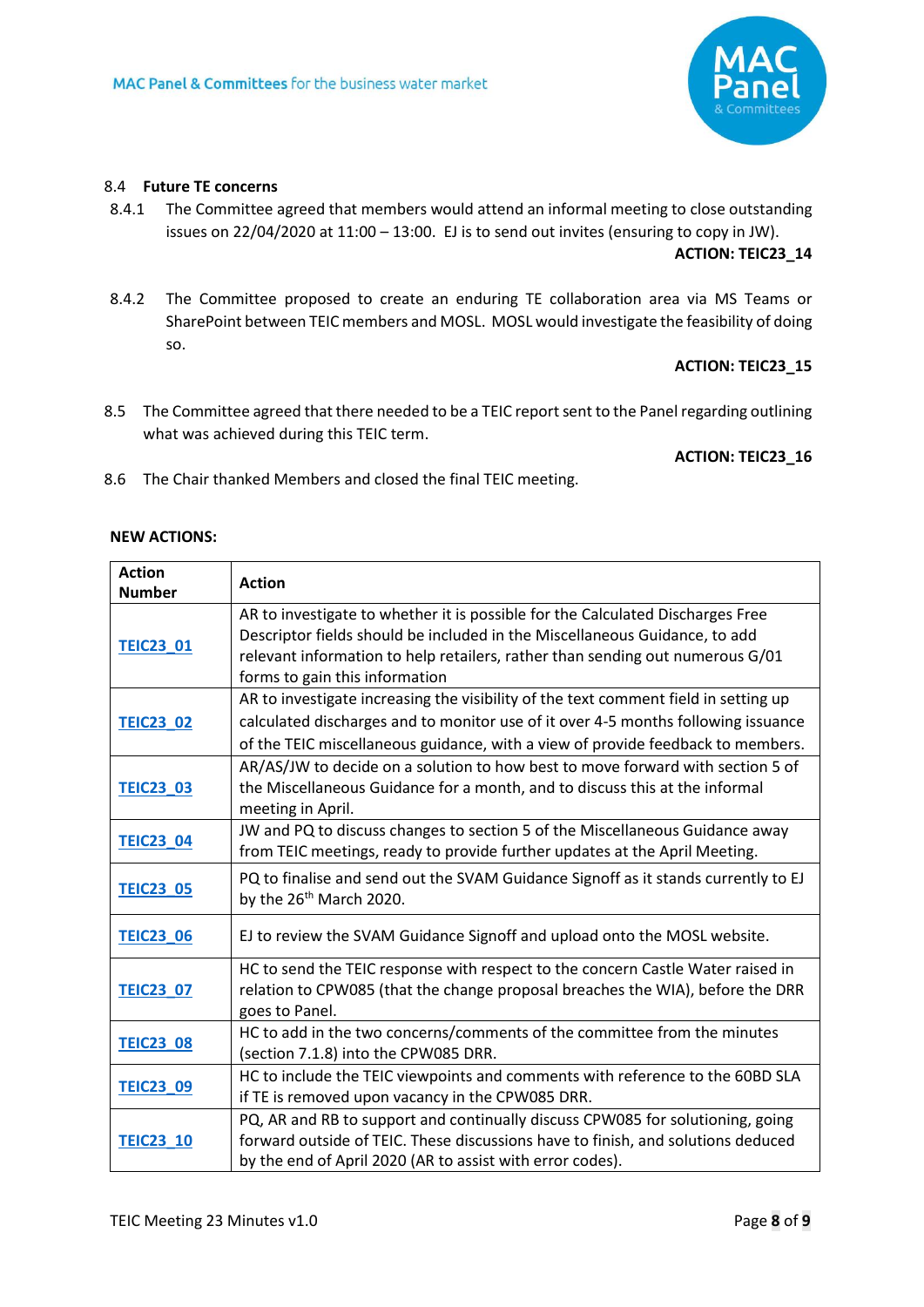8.4 **Future TE concerns**

8.4.1 The Committee agreed that members would attend an informal meeting to close outstanding issues on 22/04/2020 at 11:00 – 13:00. EJ is to send out invites (ensuring to copy in JW).

**ACTION: TEIC23_14**

8.4.2 The Committee proposed to create an enduring TE collaboration area via MS Teams or SharePoint between TEIC members and MOSL. MOSL would investigate the feasibility of doing so.

**ACTION: TEIC23_15**

8.5 The Committee agreed that there needed to be a TEIC report sent to the Panel regarding outlining what was achieved during this TEIC term.

**ACTION: TEIC23_16**

8.6 The Chair thanked Members and closed the final TEIC meeting.

**NEW ACTIONS:**

| Action Number | Action |
|---|---|
| TEIC23_01 | AR to investigate to whether it is possible for the Calculated Discharges Free Descriptor fields should be included in the Miscellaneous Guidance, to add relevant information to help retailers, rather than sending out numerous G/01 forms to gain this information |
| TEIC23_02 | AR to investigate increasing the visibility of the text comment field in setting up calculated discharges and to monitor use of it over 4-5 months following issuance of the TEIC miscellaneous guidance, with a view of provide feedback to members. |
| TEIC23_03 | AR/AS/JW to decide on a solution to how best to move forward with section 5 of the Miscellaneous Guidance for a month, and to discuss this at the informal meeting in April. |
| TEIC23_04 | JW and PQ to discuss changes to section 5 of the Miscellaneous Guidance away from TEIC meetings, ready to provide further updates at the April Meeting. |
| TEIC23_05 | PQ to finalise and send out the SVAM Guidance Signoff as it stands currently to EJ by the 26th March 2020. |
| TEIC23_06 | EJ to review the SVAM Guidance Signoff and upload onto the MOSL website. |
| TEIC23_07 | HC to send the TEIC response with respect to the concern Castle Water raised in relation to CPW085 (that the change proposal breaches the WIA), before the DRR goes to Panel. |
| TEIC23_08 | HC to add in the two concerns/comments of the committee from the minutes (section 7.1.8) into the CPW085 DRR. |
| TEIC23_09 | HC to include the TEIC viewpoints and comments with reference to the 60BD SLA if TE is removed upon vacancy in the CPW085 DRR. |
| TEIC23_10 | PQ, AR and RB to support and continually discuss CPW085 for solutioning, going forward outside of TEIC. These discussions have to finish, and solutions deduced by the end of April 2020 (AR to assist with error codes). |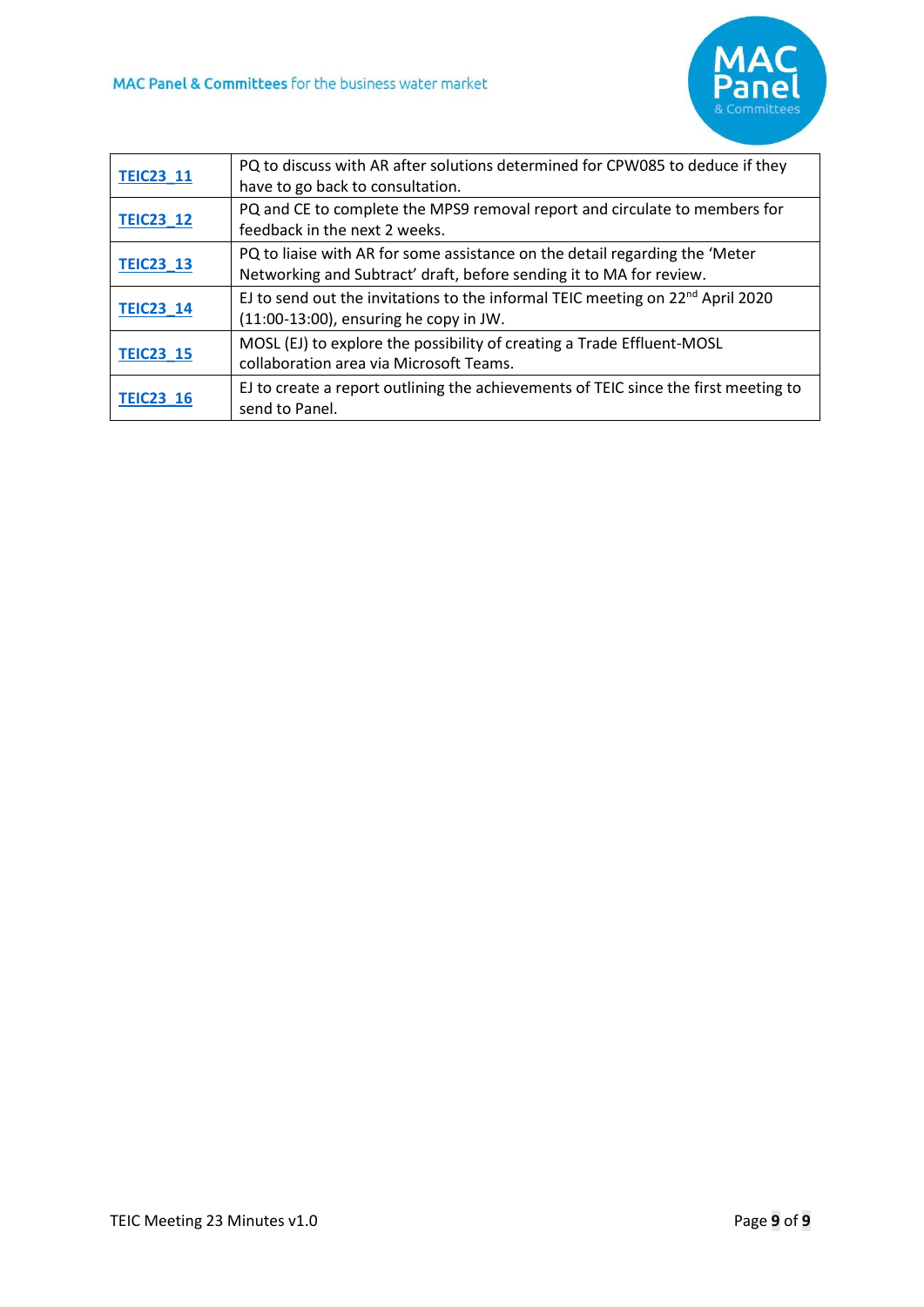| | |
|---|---|
| **TEIC23_11** | PQ to discuss with AR after solutions determined for CPW085 to deduce if they have to go back to consultation. |
| **TEIC23_12** | PQ and CE to complete the MPS9 removal report and circulate to members for feedback in the next 2 weeks. |
| **TEIC23_13** | PQ to liaise with AR for some assistance on the detail regarding the 'Meter Networking and Subtract' draft, before sending it to MA for review. |
| **TEIC23_14** | EJ to send out the invitations to the informal TEIC meeting on 22nd April 2020 (11:00-13:00), ensuring he copy in JW. |
| **TEIC23_15** | MOSL (EJ) to explore the possibility of creating a Trade Effluent-MOSL collaboration area via Microsoft Teams. |
| **TEIC23_16** | EJ to create a report outlining the achievements of TEIC since the first meeting to send to Panel. |